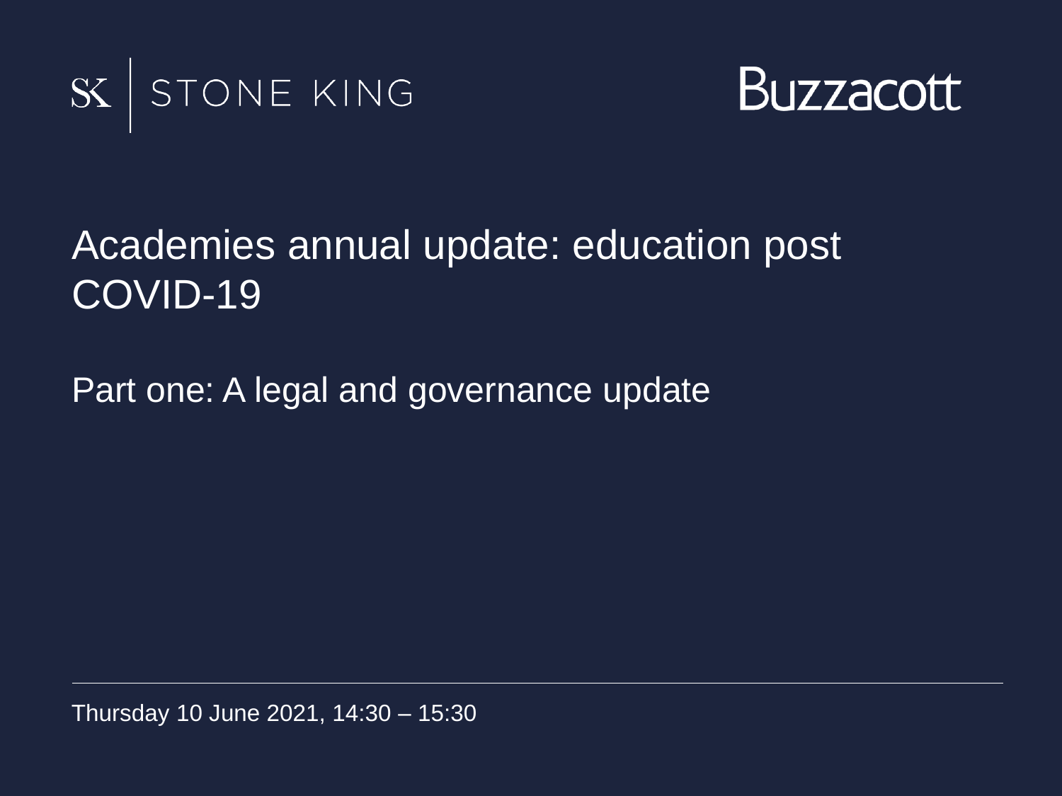SK | STONE KING

Buzzacott

# Academies annual update: education post COVID-19

## Part one: A legal and governance update

Thursday 10 June 2021, 14:30 – 15:30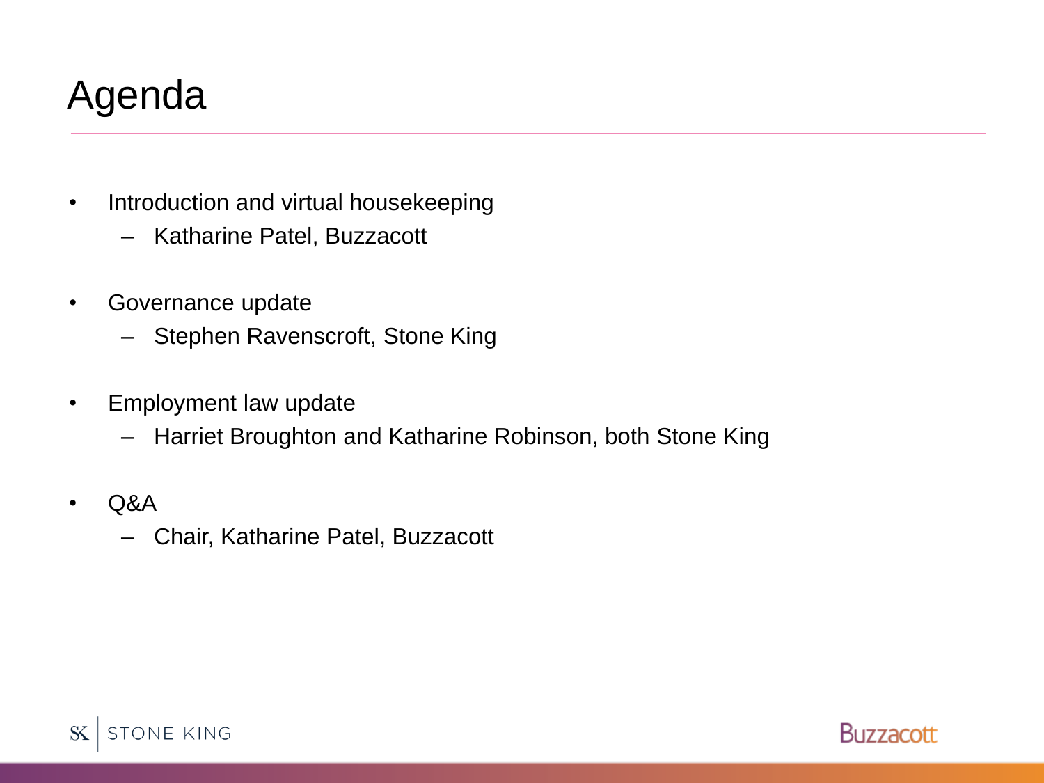# Agenda

- Introduction and virtual housekeeping
  - Katharine Patel, Buzzacott
- Governance update
  - Stephen Ravenscroft, Stone King
- Employment law update
  - Harriet Broughton and Katharine Robinson, both Stone King
- Q&A
  - Chair, Katharine Patel, Buzzacott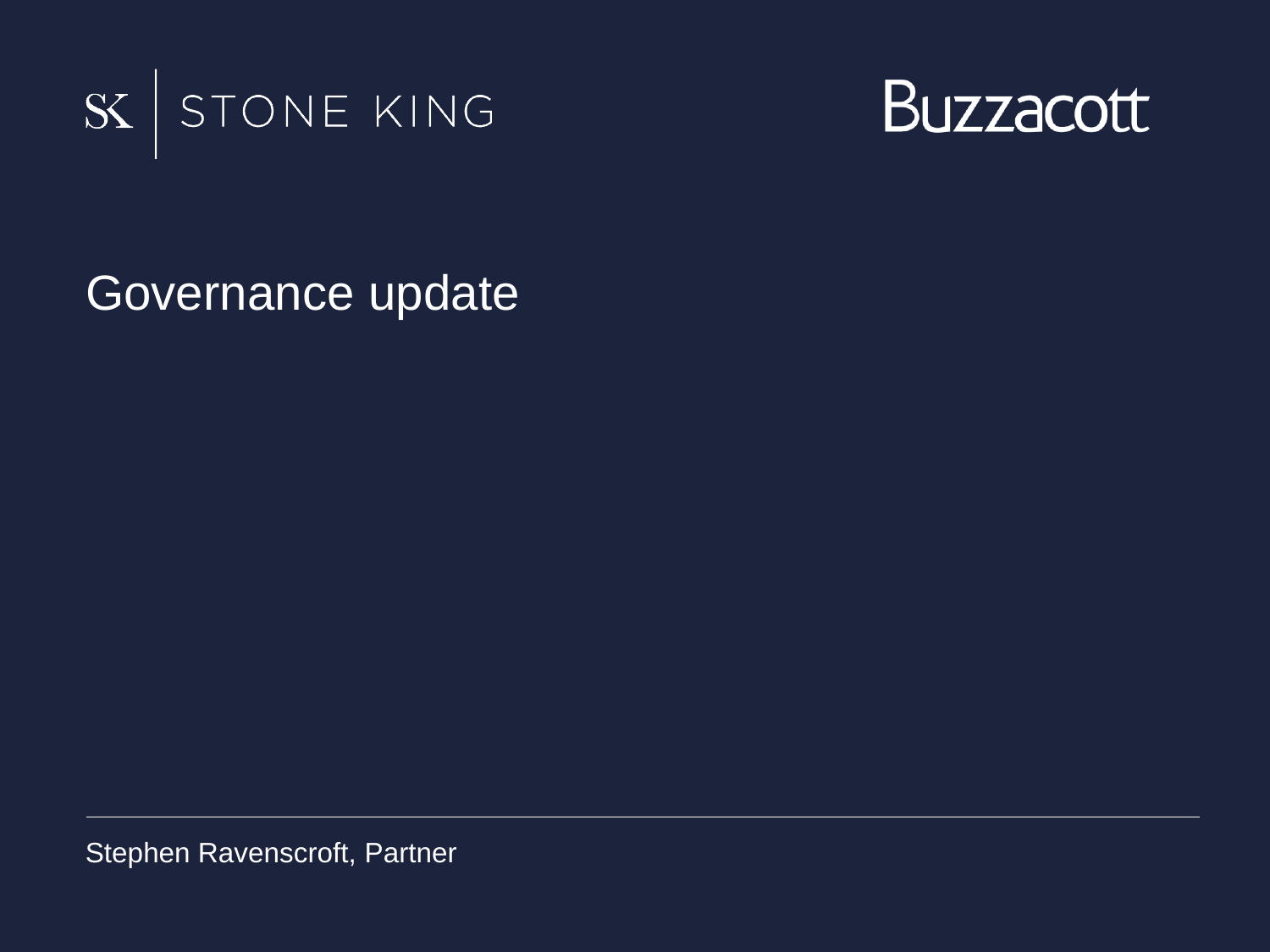SK | STONE KING

Buzzacott

# Governance update

Stephen Ravenscroft, Partner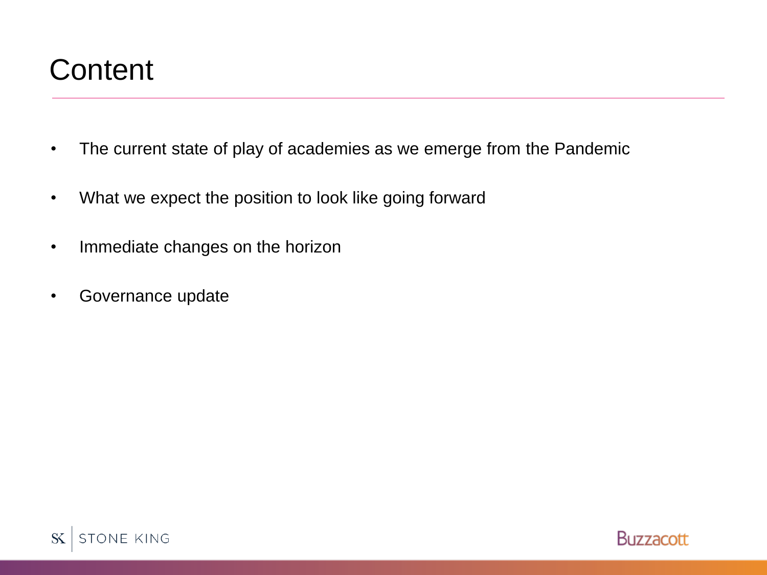# Content

- The current state of play of academies as we emerge from the Pandemic
- What we expect the position to look like going forward
- Immediate changes on the horizon
- Governance update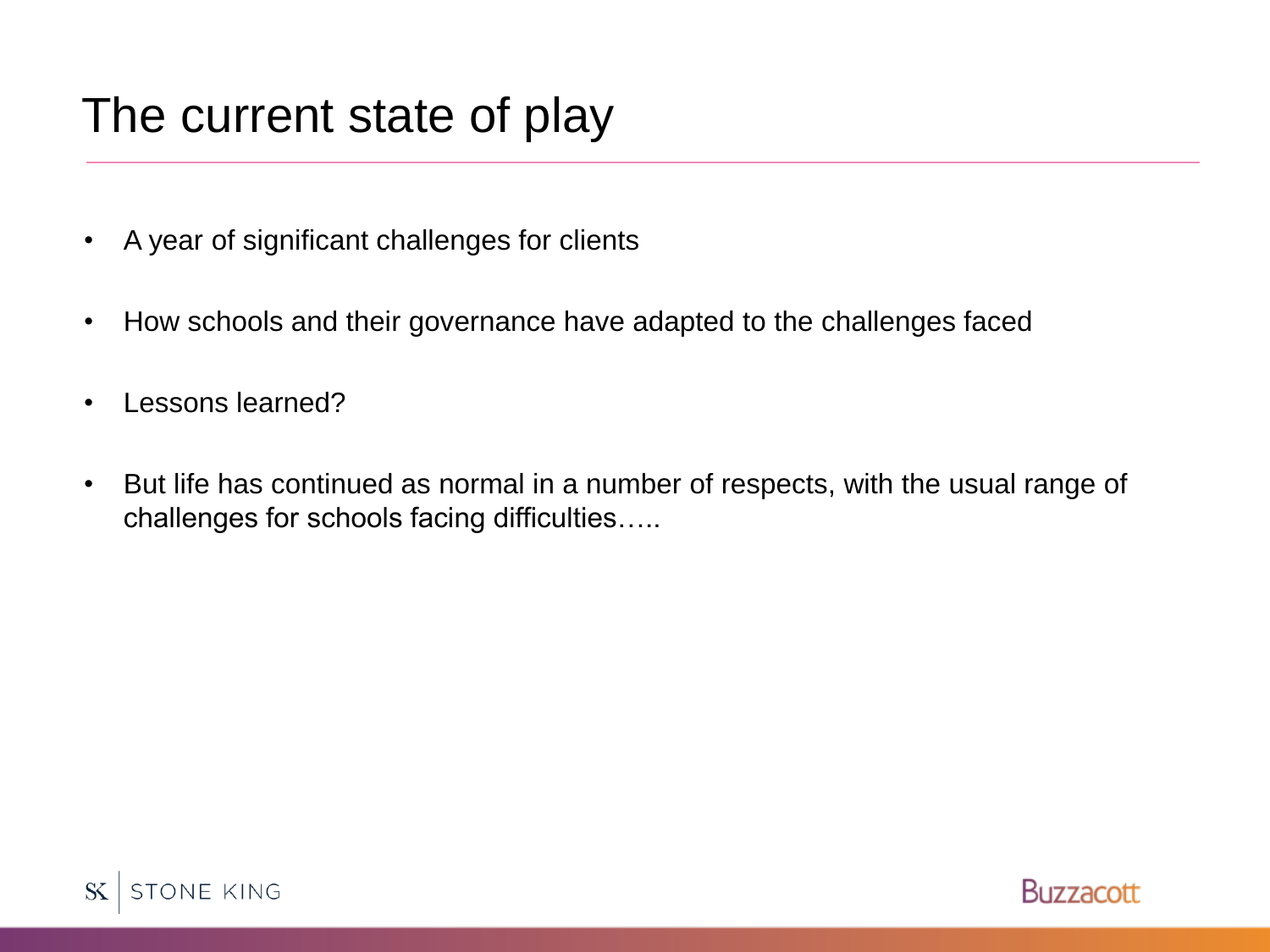# The current state of play

- A year of significant challenges for clients
- How schools and their governance have adapted to the challenges faced
- Lessons learned?
- But life has continued as normal in a number of respects, with the usual range of challenges for schools facing difficulties…..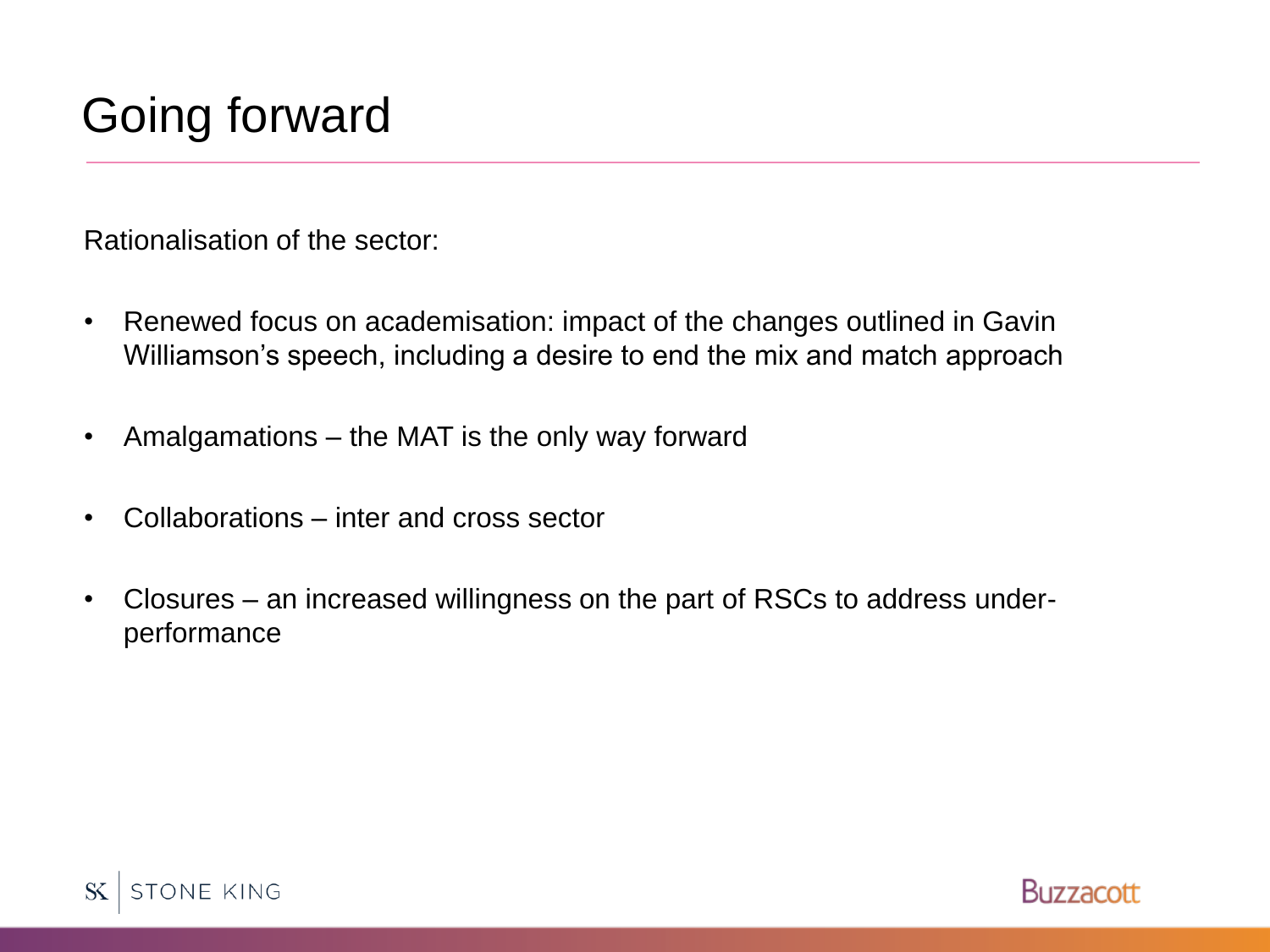# Going forward

Rationalisation of the sector:

- Renewed focus on academisation: impact of the changes outlined in Gavin Williamson's speech, including a desire to end the mix and match approach
- Amalgamations – the MAT is the only way forward
- Collaborations – inter and cross sector
- Closures – an increased willingness on the part of RSCs to address under-performance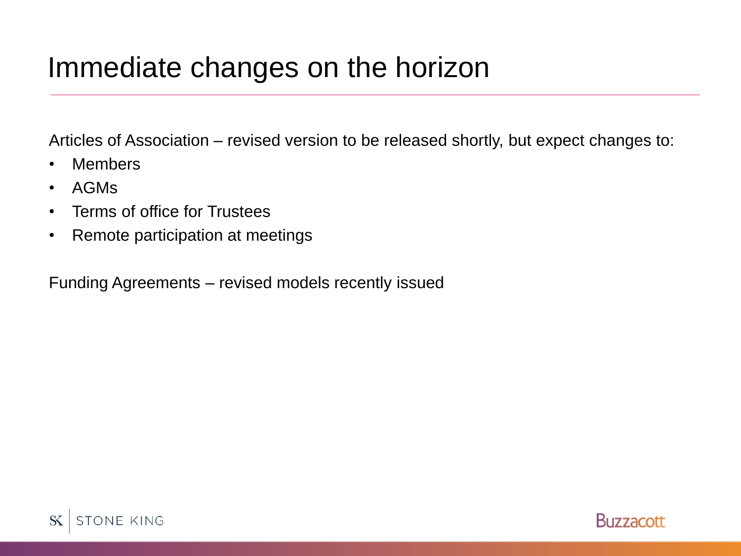# Immediate changes on the horizon

Articles of Association – revised version to be released shortly, but expect changes to:

- Members
- AGMs
- Terms of office for Trustees
- Remote participation at meetings

Funding Agreements – revised models recently issued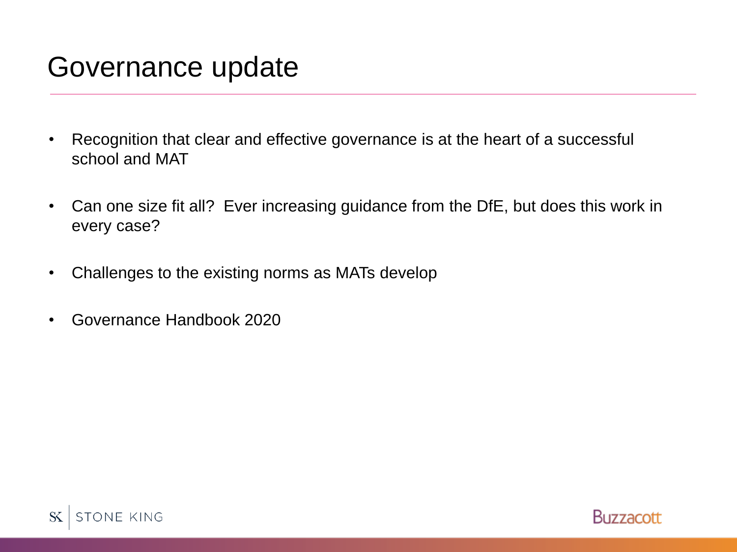# Governance update

- Recognition that clear and effective governance is at the heart of a successful school and MAT
- Can one size fit all? Ever increasing guidance from the DfE, but does this work in every case?
- Challenges to the existing norms as MATs develop
- Governance Handbook 2020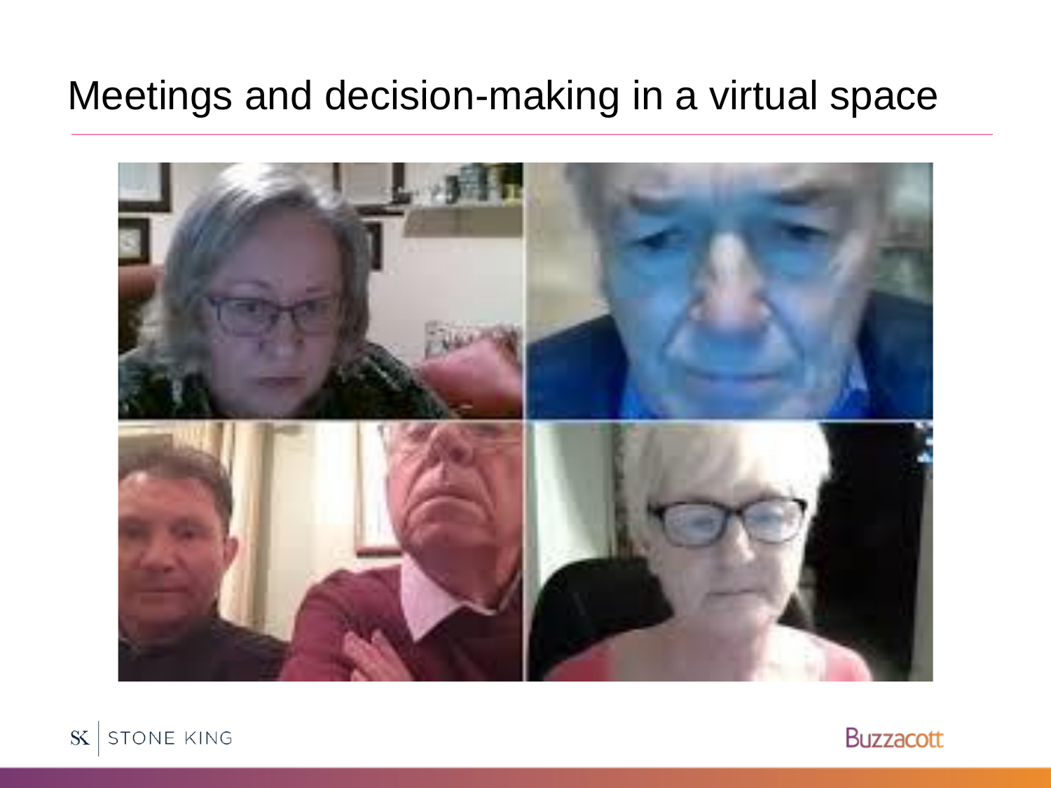# Meetings and decision-making in a virtual space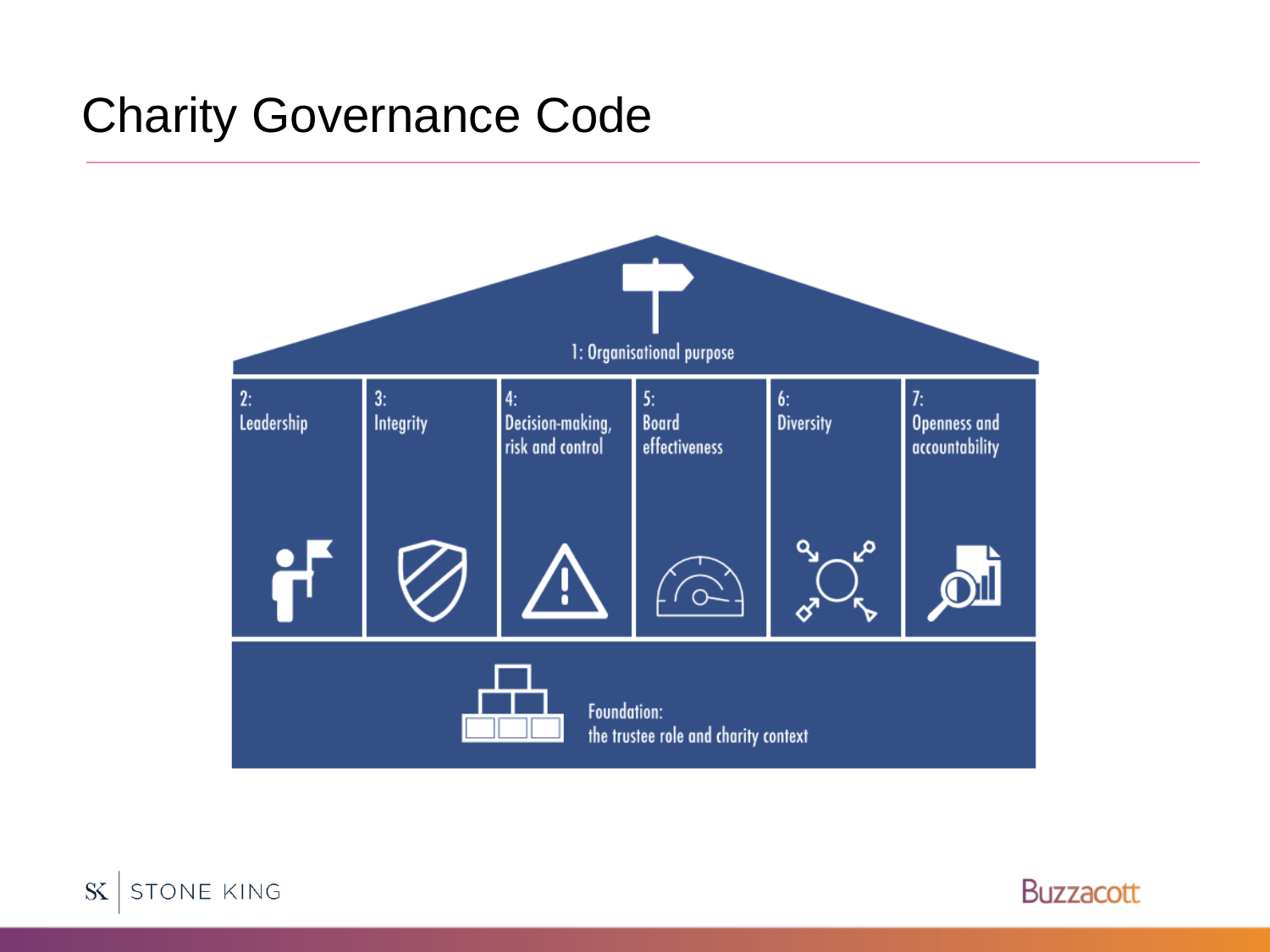# Charity Governance Code

1: Organisational purpose

2: Leadership

3: Integrity

4: Decision-making, risk and control

5: Board effectiveness

6: Diversity

7: Openness and accountability

Foundation: the trustee role and charity context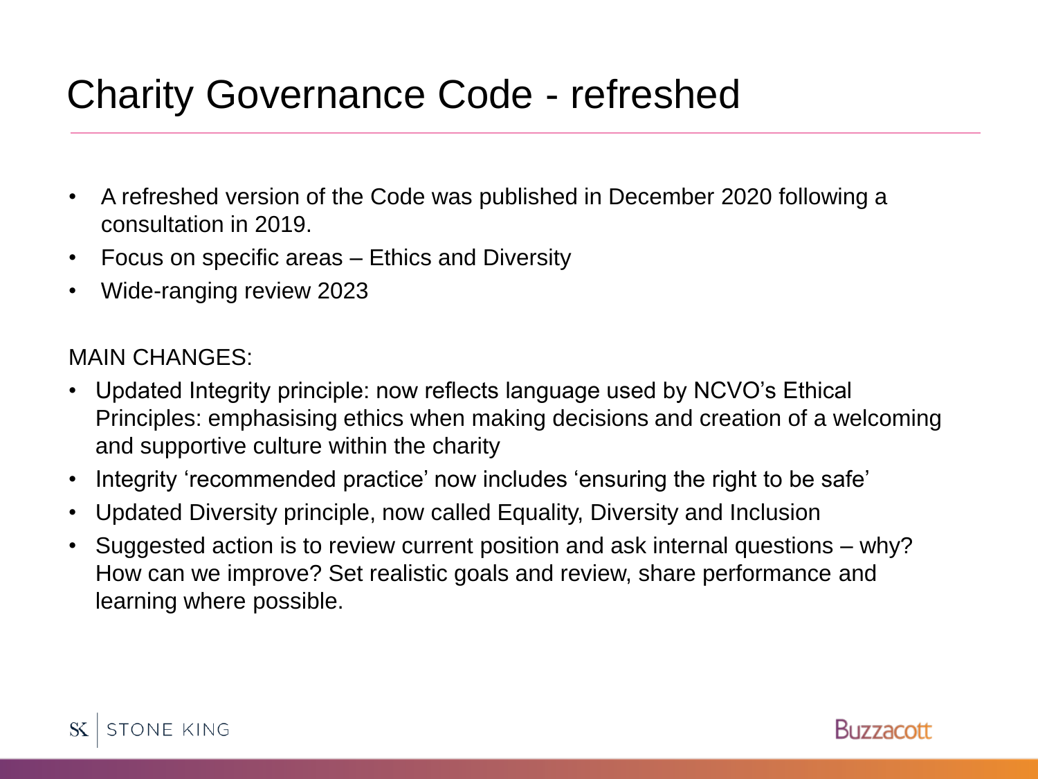# Charity Governance Code - refreshed

- A refreshed version of the Code was published in December 2020 following a consultation in 2019.
- Focus on specific areas – Ethics and Diversity
- Wide-ranging review 2023

MAIN CHANGES:

- Updated Integrity principle: now reflects language used by NCVO's Ethical Principles: emphasising ethics when making decisions and creation of a welcoming and supportive culture within the charity
- Integrity 'recommended practice' now includes 'ensuring the right to be safe'
- Updated Diversity principle, now called Equality, Diversity and Inclusion
- Suggested action is to review current position and ask internal questions – why? How can we improve? Set realistic goals and review, share performance and learning where possible.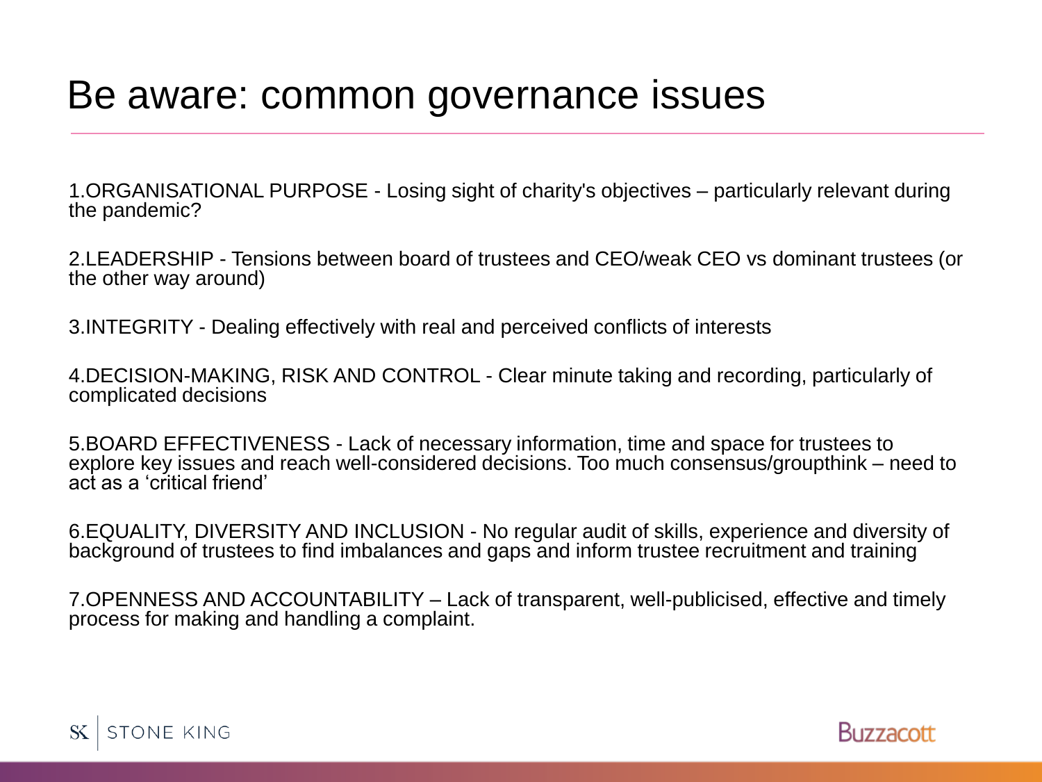# Be aware: common governance issues

1. ORGANISATIONAL PURPOSE - Losing sight of charity's objectives – particularly relevant during the pandemic?

2. LEADERSHIP - Tensions between board of trustees and CEO/weak CEO vs dominant trustees (or the other way around)

3. INTEGRITY - Dealing effectively with real and perceived conflicts of interests

4. DECISION-MAKING, RISK AND CONTROL - Clear minute taking and recording, particularly of complicated decisions

5. BOARD EFFECTIVENESS - Lack of necessary information, time and space for trustees to explore key issues and reach well-considered decisions. Too much consensus/groupthink – need to act as a 'critical friend'

6. EQUALITY, DIVERSITY AND INCLUSION - No regular audit of skills, experience and diversity of background of trustees to find imbalances and gaps and inform trustee recruitment and training

7. OPENNESS AND ACCOUNTABILITY – Lack of transparent, well-publicised, effective and timely process for making and handling a complaint.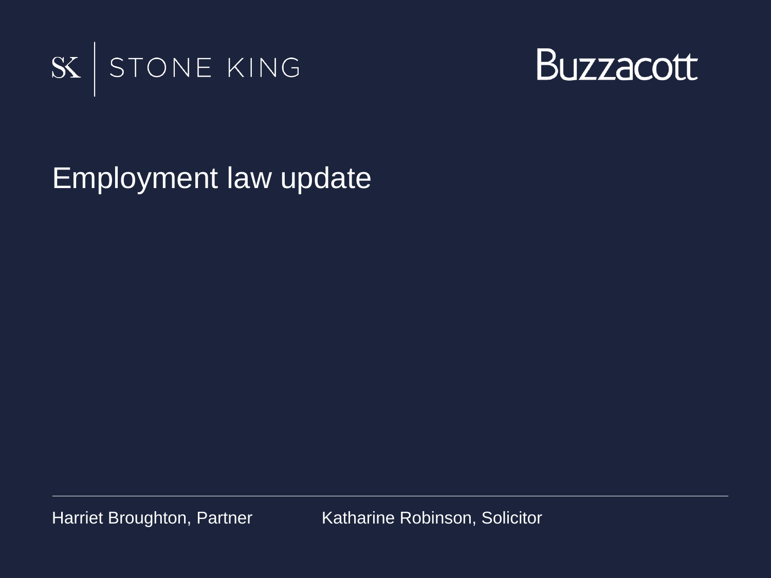SK | STONE KING

Buzzacott

# Employment law update

Harriet Broughton, Partner

Katharine Robinson, Solicitor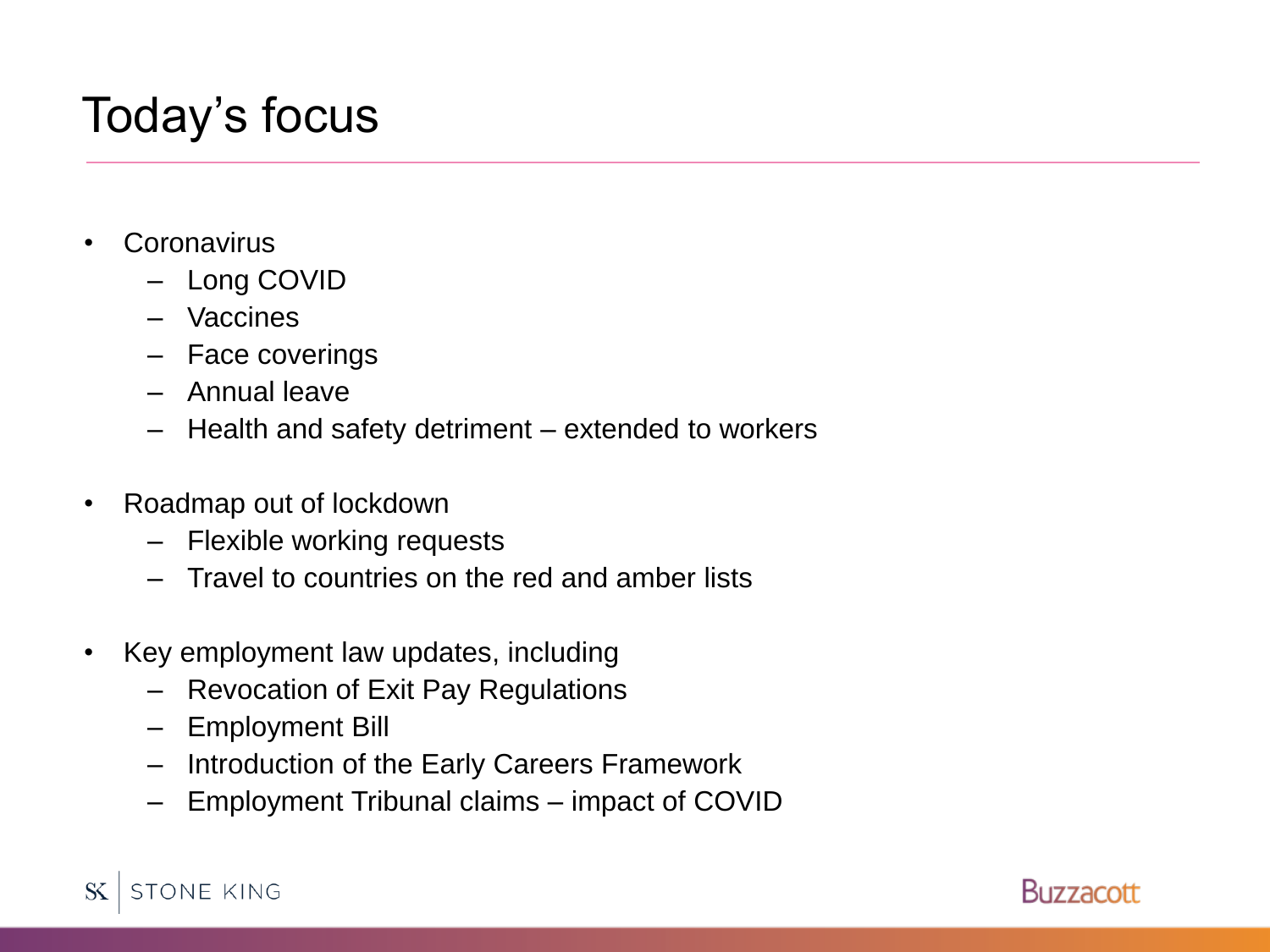# Today's focus

- Coronavirus
  - Long COVID
  - Vaccines
  - Face coverings
  - Annual leave
  - Health and safety detriment – extended to workers

- Roadmap out of lockdown
  - Flexible working requests
  - Travel to countries on the red and amber lists

- Key employment law updates, including
  - Revocation of Exit Pay Regulations
  - Employment Bill
  - Introduction of the Early Careers Framework
  - Employment Tribunal claims – impact of COVID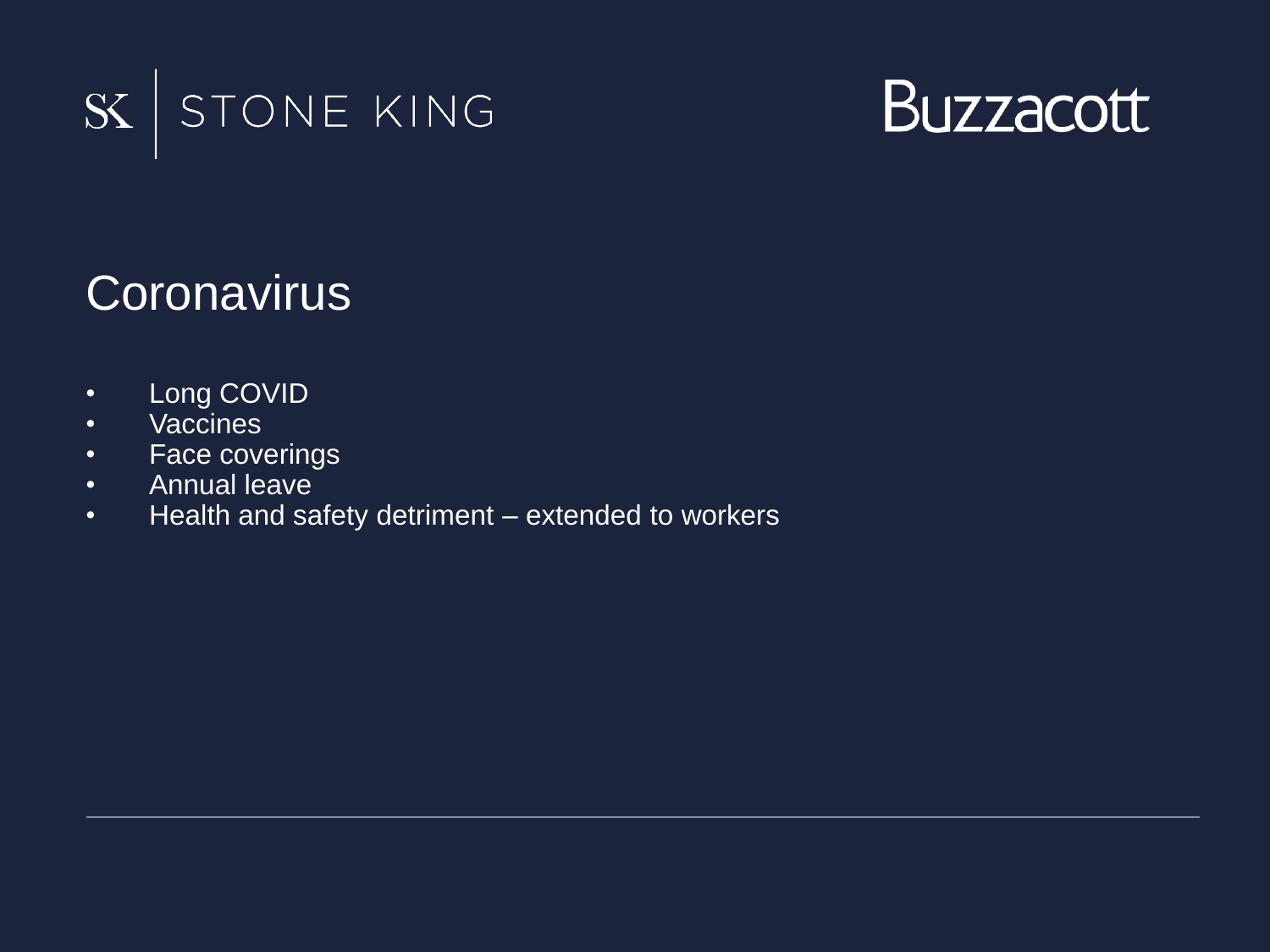# Coronavirus

- Long COVID
- Vaccines
- Face coverings
- Annual leave
- Health and safety detriment – extended to workers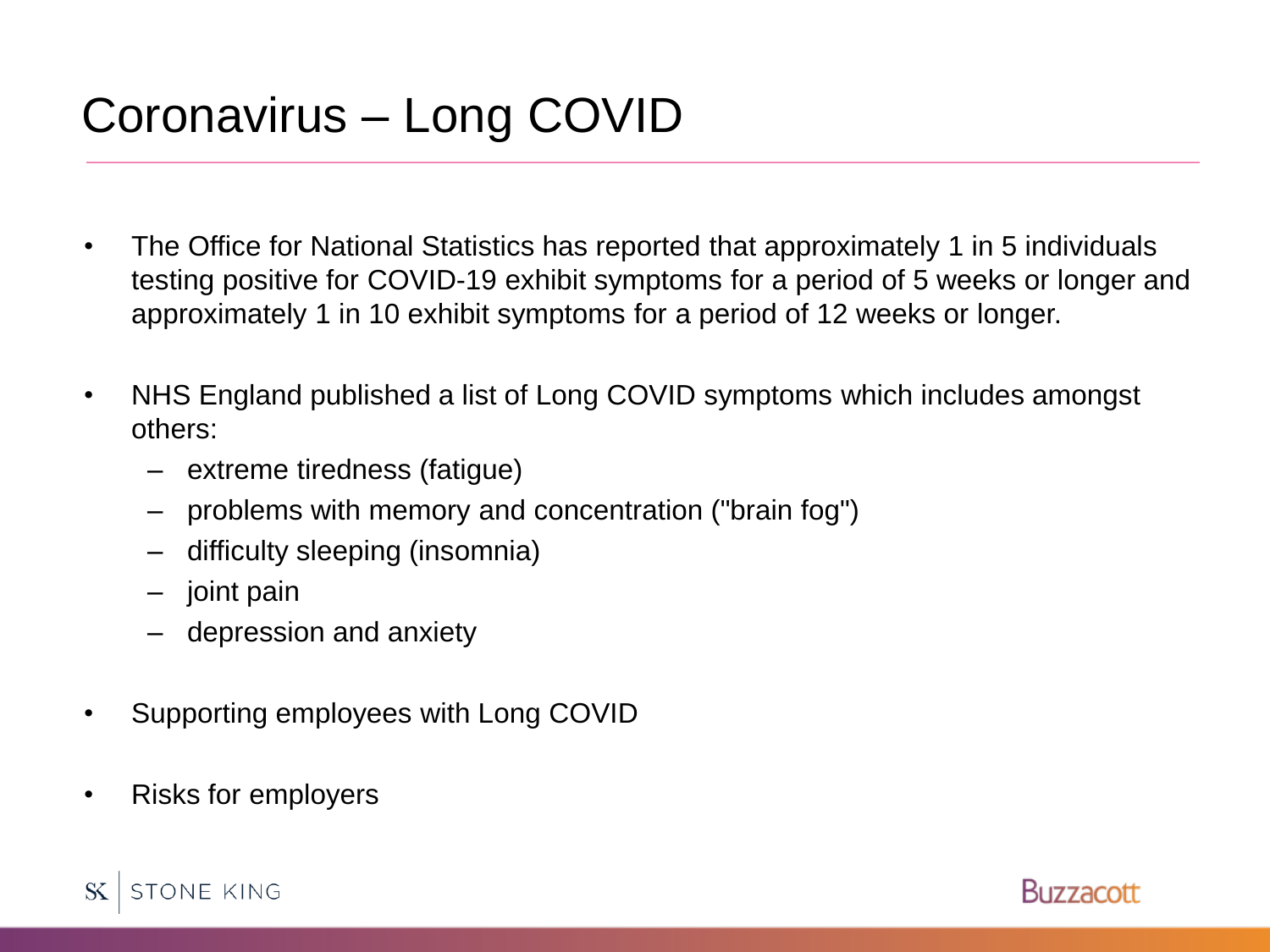# Coronavirus – Long COVID

- The Office for National Statistics has reported that approximately 1 in 5 individuals testing positive for COVID-19 exhibit symptoms for a period of 5 weeks or longer and approximately 1 in 10 exhibit symptoms for a period of 12 weeks or longer.

- NHS England published a list of Long COVID symptoms which includes amongst others:
  - extreme tiredness (fatigue)
  - problems with memory and concentration ("brain fog")
  - difficulty sleeping (insomnia)
  - joint pain
  - depression and anxiety

- Supporting employees with Long COVID

- Risks for employers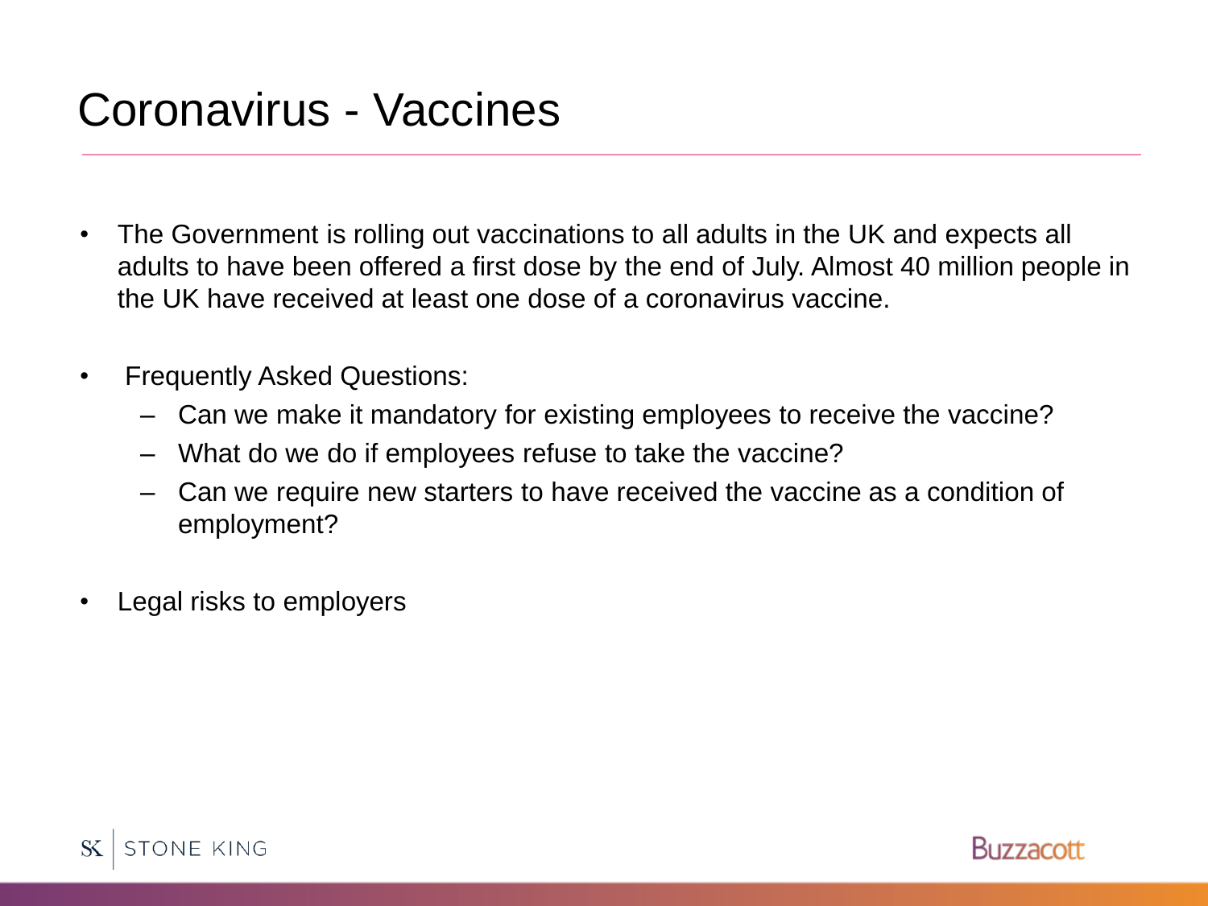# Coronavirus - Vaccines

- The Government is rolling out vaccinations to all adults in the UK and expects all adults to have been offered a first dose by the end of July. Almost 40 million people in the UK have received at least one dose of a coronavirus vaccine.

- Frequently Asked Questions:
  - Can we make it mandatory for existing employees to receive the vaccine?
  - What do we do if employees refuse to take the vaccine?
  - Can we require new starters to have received the vaccine as a condition of employment?

- Legal risks to employers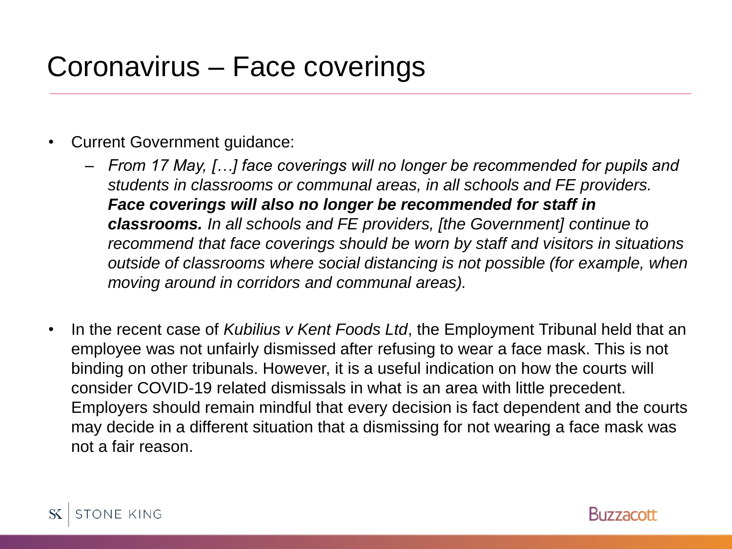# Coronavirus – Face coverings

- Current Government guidance:
  - *From 17 May, […] face coverings will no longer be recommended for pupils and students in classrooms or communal areas, in all schools and FE providers.* ***Face coverings will also no longer be recommended for staff in classrooms.*** *In all schools and FE providers, [the Government] continue to recommend that face coverings should be worn by staff and visitors in situations outside of classrooms where social distancing is not possible (for example, when moving around in corridors and communal areas).*

- In the recent case of *Kubilius v Kent Foods Ltd*, the Employment Tribunal held that an employee was not unfairly dismissed after refusing to wear a face mask. This is not binding on other tribunals. However, it is a useful indication on how the courts will consider COVID-19 related dismissals in what is an area with little precedent. Employers should remain mindful that every decision is fact dependent and the courts may decide in a different situation that a dismissing for not wearing a face mask was not a fair reason.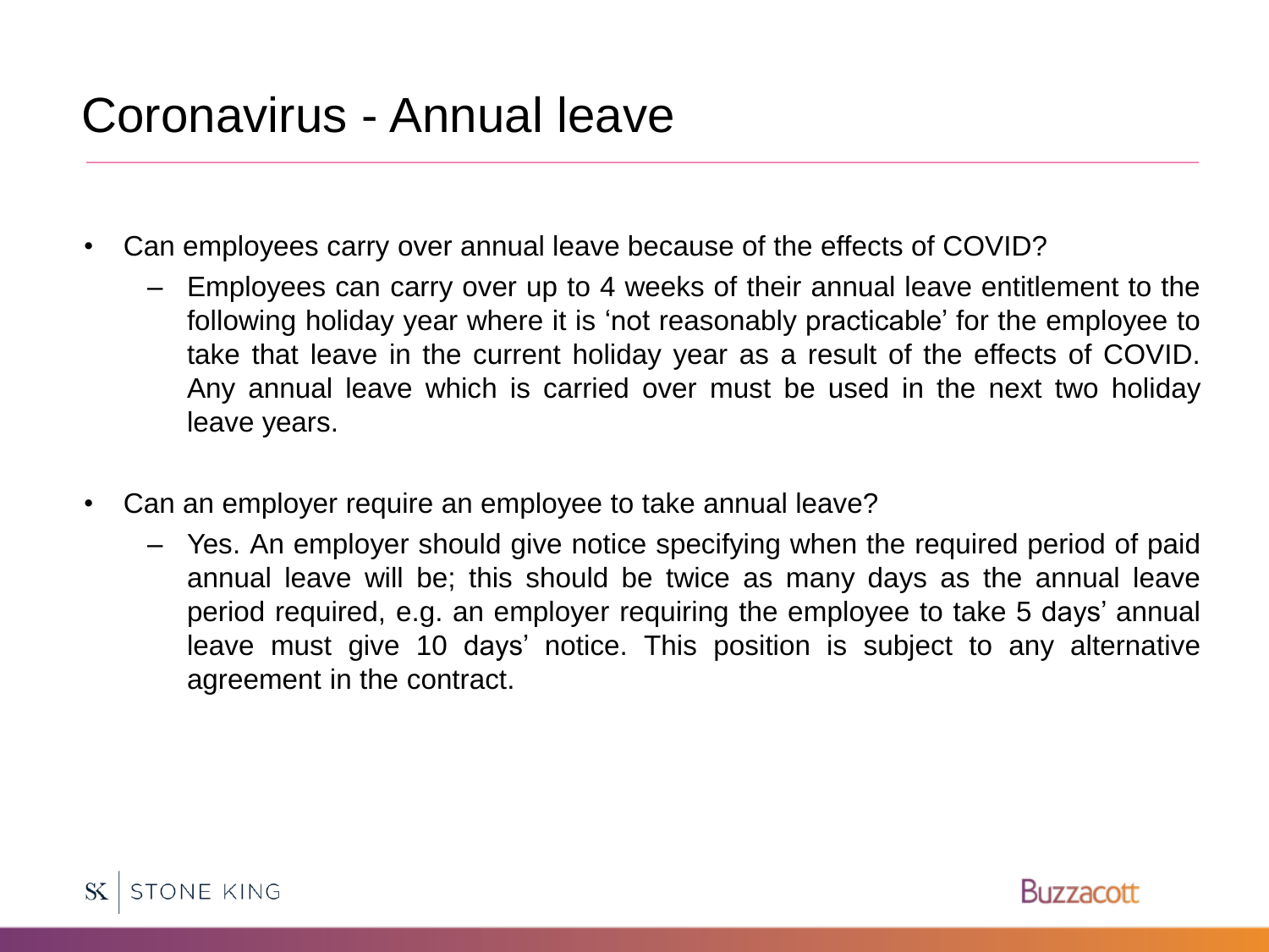# Coronavirus - Annual leave

- Can employees carry over annual leave because of the effects of COVID?
  - Employees can carry over up to 4 weeks of their annual leave entitlement to the following holiday year where it is 'not reasonably practicable' for the employee to take that leave in the current holiday year as a result of the effects of COVID. Any annual leave which is carried over must be used in the next two holiday leave years.
- Can an employer require an employee to take annual leave?
  - Yes. An employer should give notice specifying when the required period of paid annual leave will be; this should be twice as many days as the annual leave period required, e.g. an employer requiring the employee to take 5 days' annual leave must give 10 days' notice. This position is subject to any alternative agreement in the contract.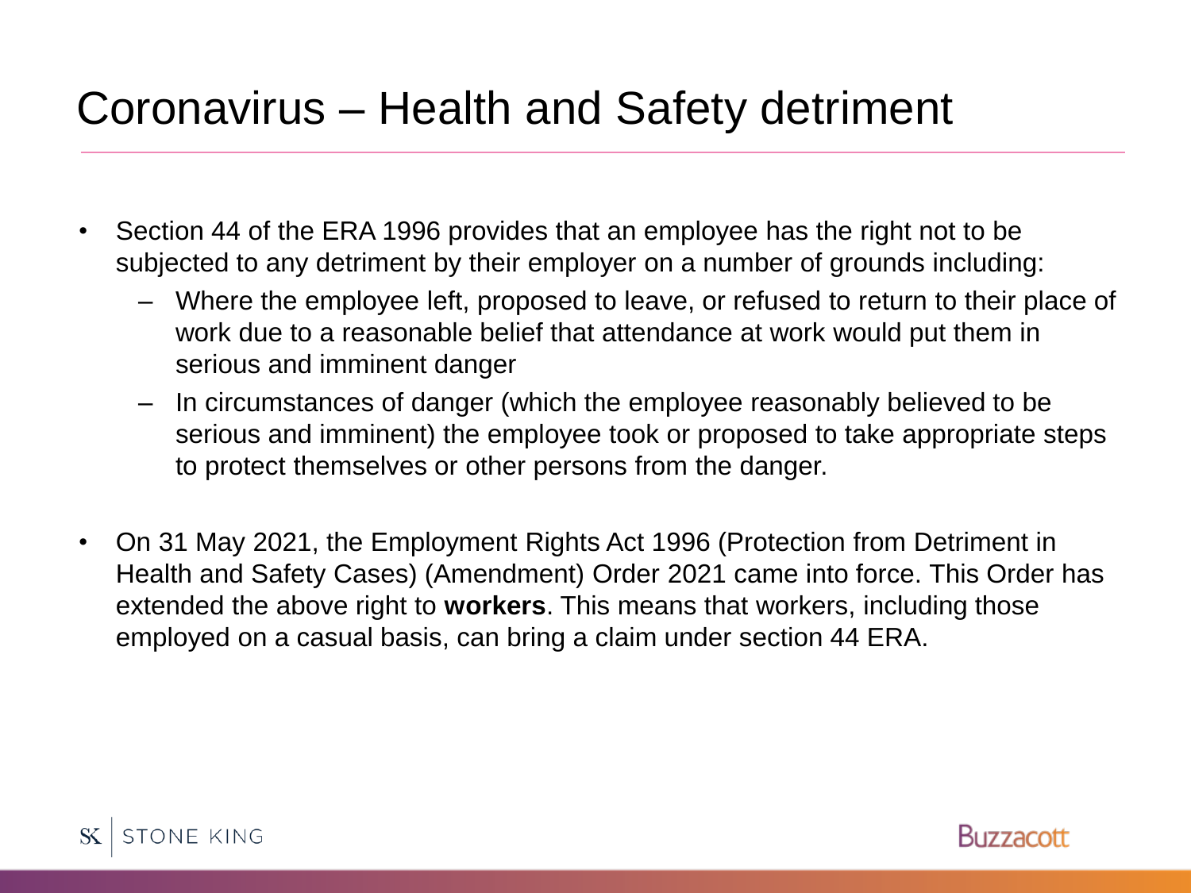# Coronavirus – Health and Safety detriment

- Section 44 of the ERA 1996 provides that an employee has the right not to be subjected to any detriment by their employer on a number of grounds including:
  - Where the employee left, proposed to leave, or refused to return to their place of work due to a reasonable belief that attendance at work would put them in serious and imminent danger
  - In circumstances of danger (which the employee reasonably believed to be serious and imminent) the employee took or proposed to take appropriate steps to protect themselves or other persons from the danger.
- On 31 May 2021, the Employment Rights Act 1996 (Protection from Detriment in Health and Safety Cases) (Amendment) Order 2021 came into force. This Order has extended the above right to **workers**. This means that workers, including those employed on a casual basis, can bring a claim under section 44 ERA.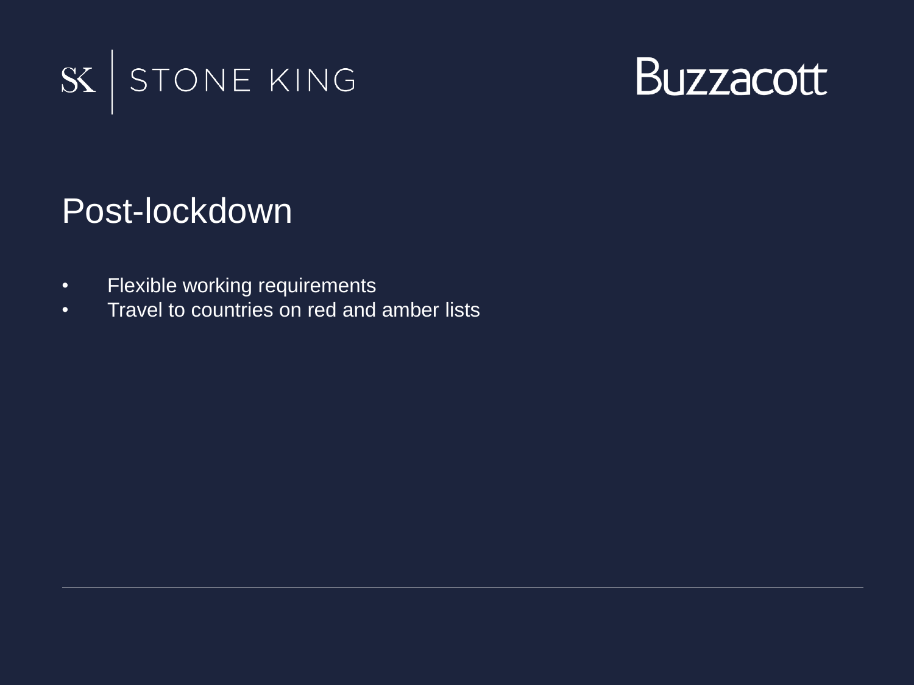# Post-lockdown

- Flexible working requirements
- Travel to countries on red and amber lists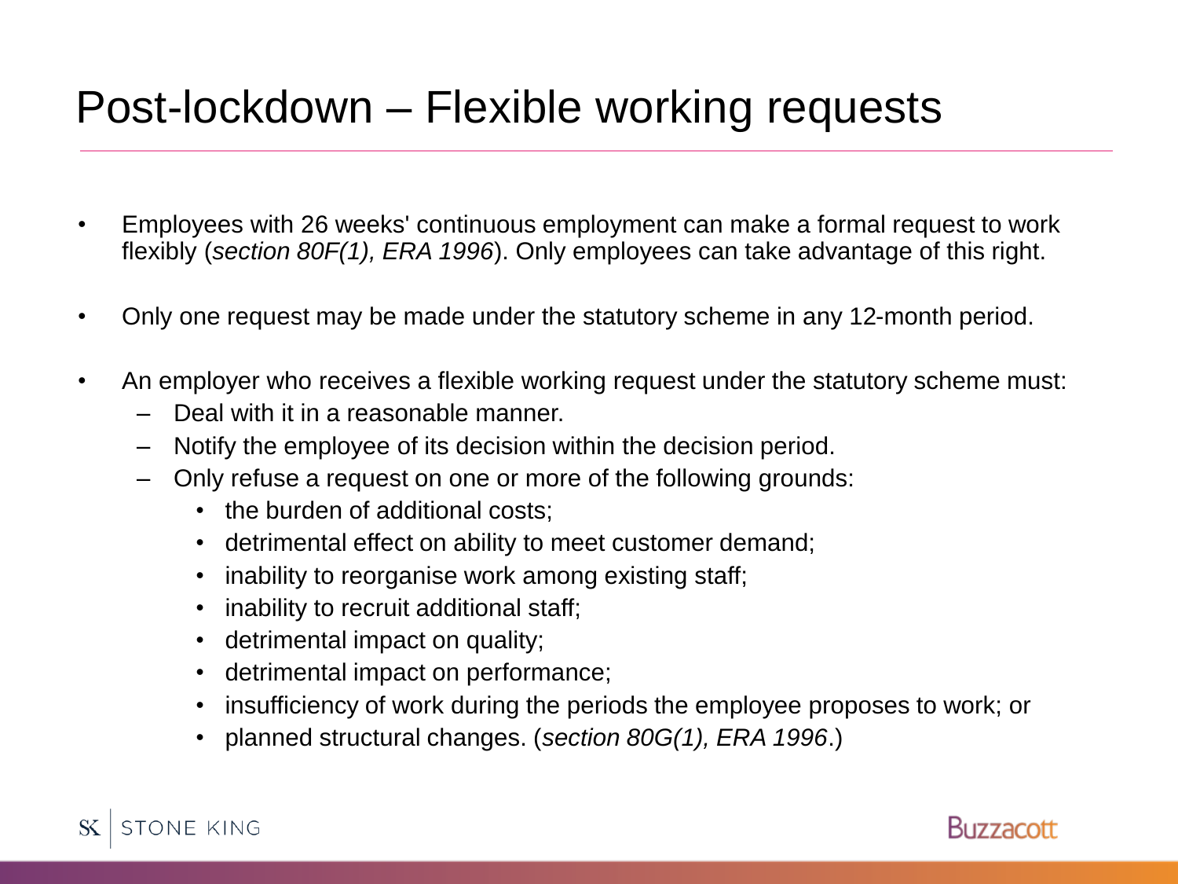# Post-lockdown – Flexible working requests

- Employees with 26 weeks' continuous employment can make a formal request to work flexibly (*section 80F(1), ERA 1996*). Only employees can take advantage of this right.
- Only one request may be made under the statutory scheme in any 12-month period.
- An employer who receives a flexible working request under the statutory scheme must:
  - Deal with it in a reasonable manner.
  - Notify the employee of its decision within the decision period.
  - Only refuse a request on one or more of the following grounds:
    - the burden of additional costs;
    - detrimental effect on ability to meet customer demand;
    - inability to reorganise work among existing staff;
    - inability to recruit additional staff;
    - detrimental impact on quality;
    - detrimental impact on performance;
    - insufficiency of work during the periods the employee proposes to work; or
    - planned structural changes. (*section 80G(1), ERA 1996*.)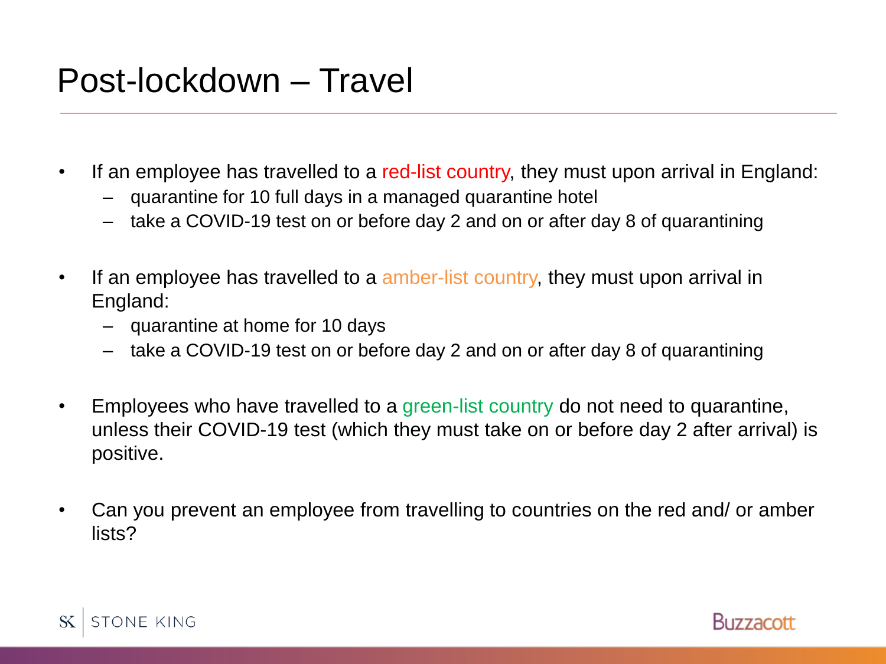# Post-lockdown – Travel

- If an employee has travelled to a red-list country, they must upon arrival in England:
  - quarantine for 10 full days in a managed quarantine hotel
  - take a COVID-19 test on or before day 2 and on or after day 8 of quarantining

- If an employee has travelled to a amber-list country, they must upon arrival in England:
  - quarantine at home for 10 days
  - take a COVID-19 test on or before day 2 and on or after day 8 of quarantining

- Employees who have travelled to a green-list country do not need to quarantine, unless their COVID-19 test (which they must take on or before day 2 after arrival) is positive.

- Can you prevent an employee from travelling to countries on the red and/ or amber lists?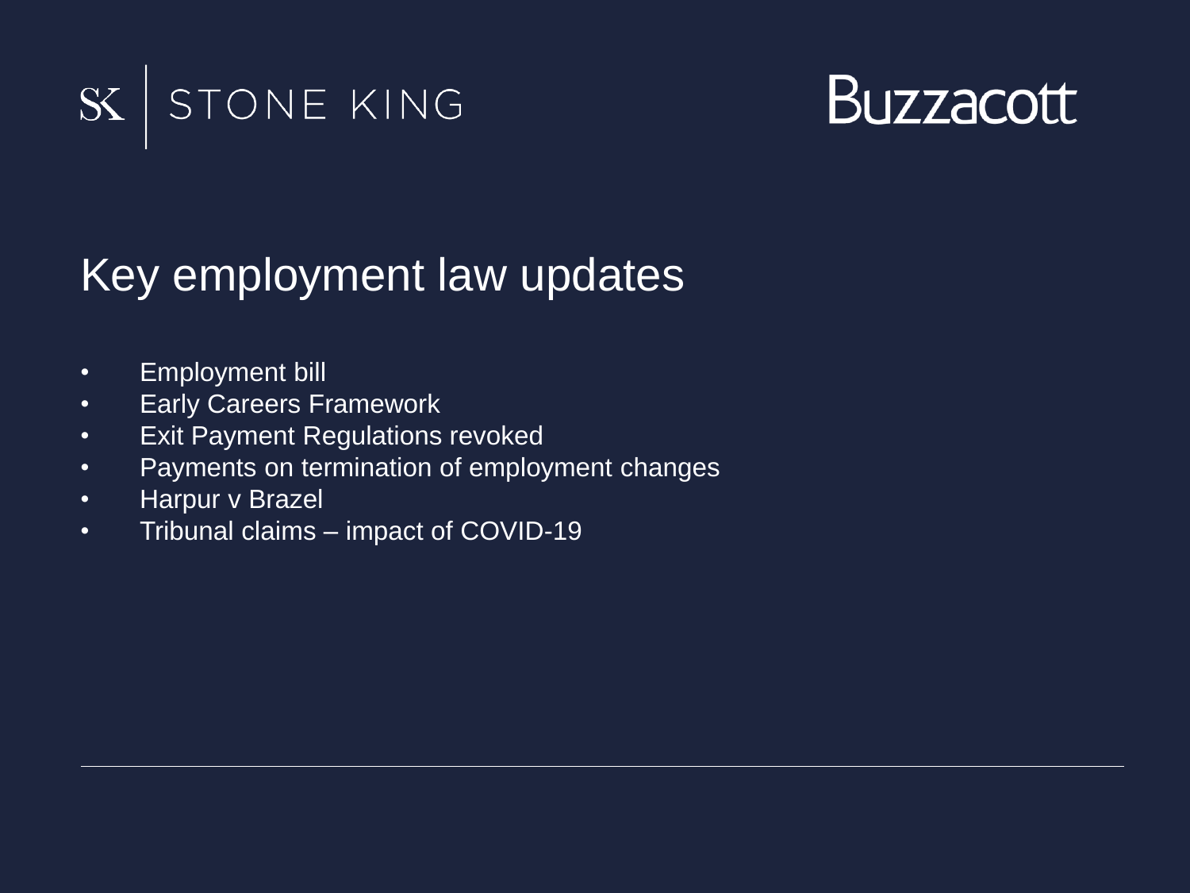SK | STONE KING

Buzzacott

# Key employment law updates

- Employment bill
- Early Careers Framework
- Exit Payment Regulations revoked
- Payments on termination of employment changes
- Harpur v Brazel
- Tribunal claims – impact of COVID-19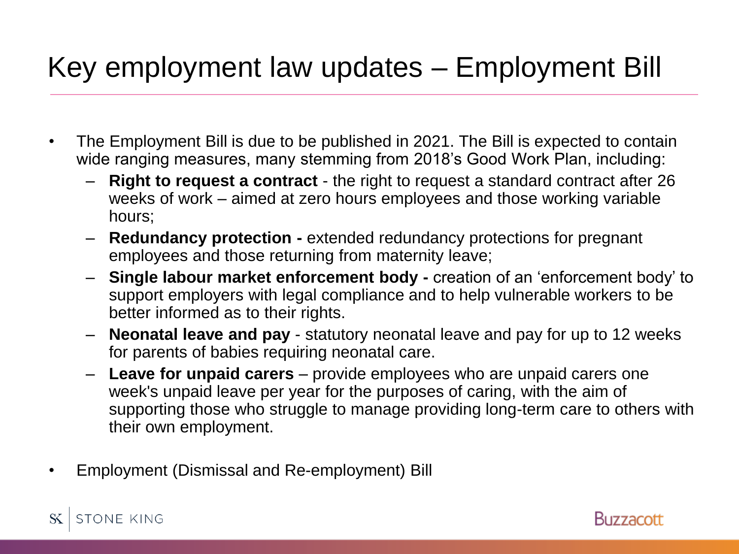# Key employment law updates – Employment Bill

- The Employment Bill is due to be published in 2021. The Bill is expected to contain wide ranging measures, many stemming from 2018's Good Work Plan, including:
  - **Right to request a contract** - the right to request a standard contract after 26 weeks of work – aimed at zero hours employees and those working variable hours;
  - **Redundancy protection -** extended redundancy protections for pregnant employees and those returning from maternity leave;
  - **Single labour market enforcement body -** creation of an 'enforcement body' to support employers with legal compliance and to help vulnerable workers to be better informed as to their rights.
  - **Neonatal leave and pay** - statutory neonatal leave and pay for up to 12 weeks for parents of babies requiring neonatal care.
  - **Leave for unpaid carers** – provide employees who are unpaid carers one week's unpaid leave per year for the purposes of caring, with the aim of supporting those who struggle to manage providing long-term care to others with their own employment.
- Employment (Dismissal and Re-employment) Bill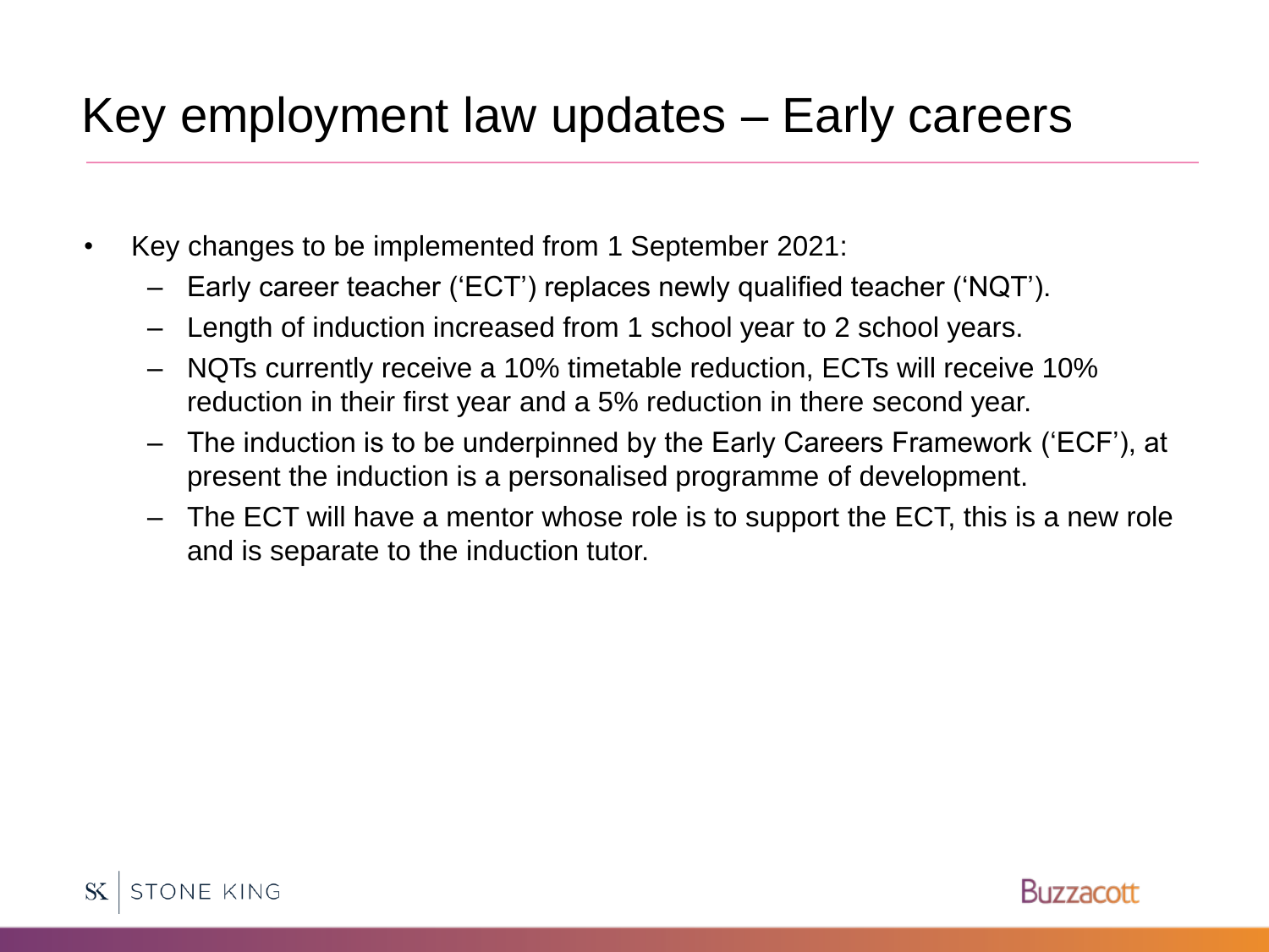# Key employment law updates – Early careers

- Key changes to be implemented from 1 September 2021:
  - Early career teacher ('ECT') replaces newly qualified teacher ('NQT').
  - Length of induction increased from 1 school year to 2 school years.
  - NQTs currently receive a 10% timetable reduction, ECTs will receive 10% reduction in their first year and a 5% reduction in there second year.
  - The induction is to be underpinned by the Early Careers Framework ('ECF'), at present the induction is a personalised programme of development.
  - The ECT will have a mentor whose role is to support the ECT, this is a new role and is separate to the induction tutor.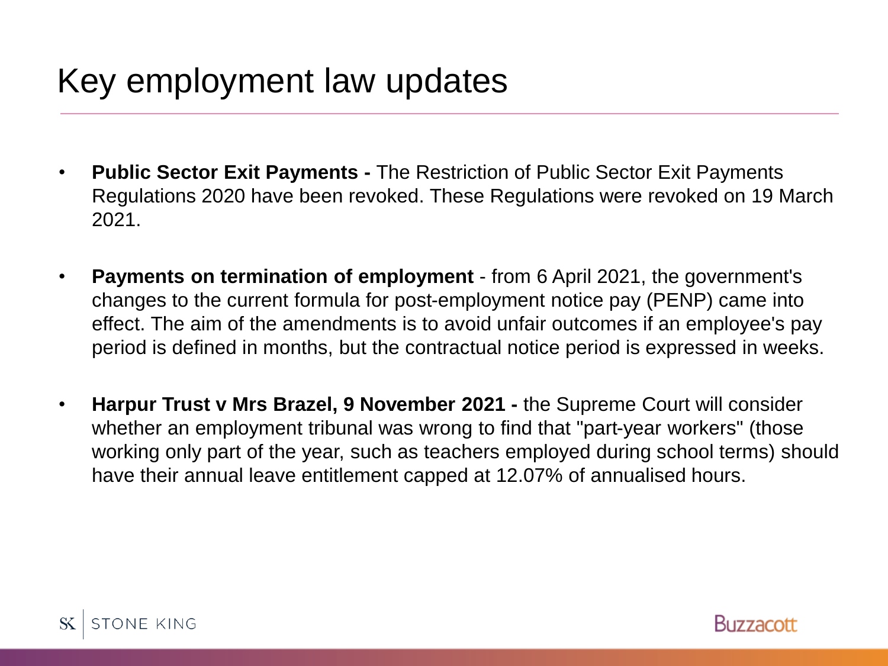# Key employment law updates

- **Public Sector Exit Payments -** The Restriction of Public Sector Exit Payments Regulations 2020 have been revoked. These Regulations were revoked on 19 March 2021.
- **Payments on termination of employment** - from 6 April 2021, the government's changes to the current formula for post-employment notice pay (PENP) came into effect. The aim of the amendments is to avoid unfair outcomes if an employee's pay period is defined in months, but the contractual notice period is expressed in weeks.
- **Harpur Trust v Mrs Brazel, 9 November 2021 -** the Supreme Court will consider whether an employment tribunal was wrong to find that "part-year workers" (those working only part of the year, such as teachers employed during school terms) should have their annual leave entitlement capped at 12.07% of annualised hours.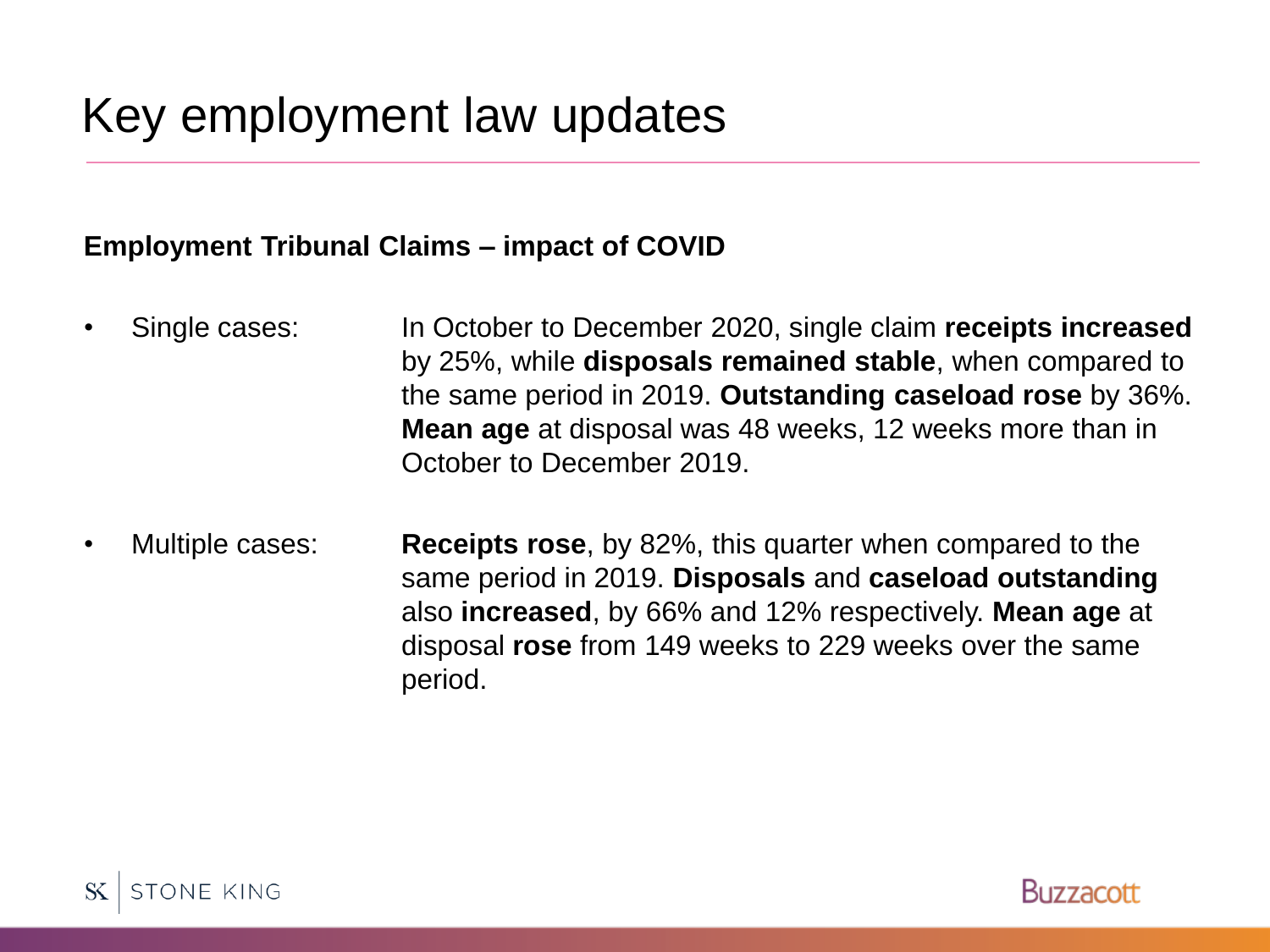# Key employment law updates

**Employment Tribunal Claims – impact of COVID**

- Single cases: In October to December 2020, single claim **receipts increased** by 25%, while **disposals remained stable**, when compared to the same period in 2019. **Outstanding caseload rose** by 36%. **Mean age** at disposal was 48 weeks, 12 weeks more than in October to December 2019.

- Multiple cases: **Receipts rose**, by 82%, this quarter when compared to the same period in 2019. **Disposals** and **caseload outstanding** also **increased**, by 66% and 12% respectively. **Mean age** at disposal **rose** from 149 weeks to 229 weeks over the same period.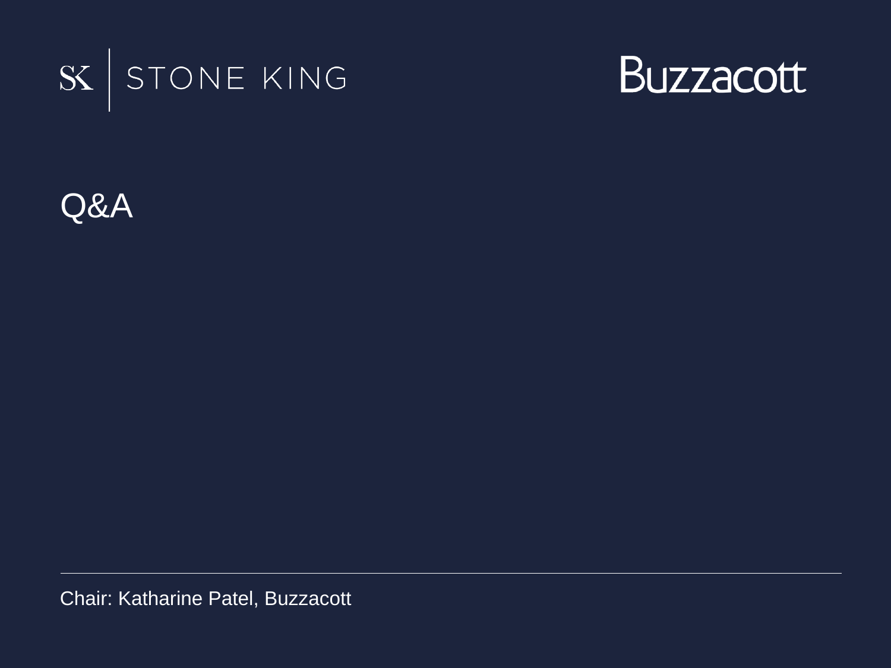SK | STONE KING

Buzzacott

# Q&A

Chair: Katharine Patel, Buzzacott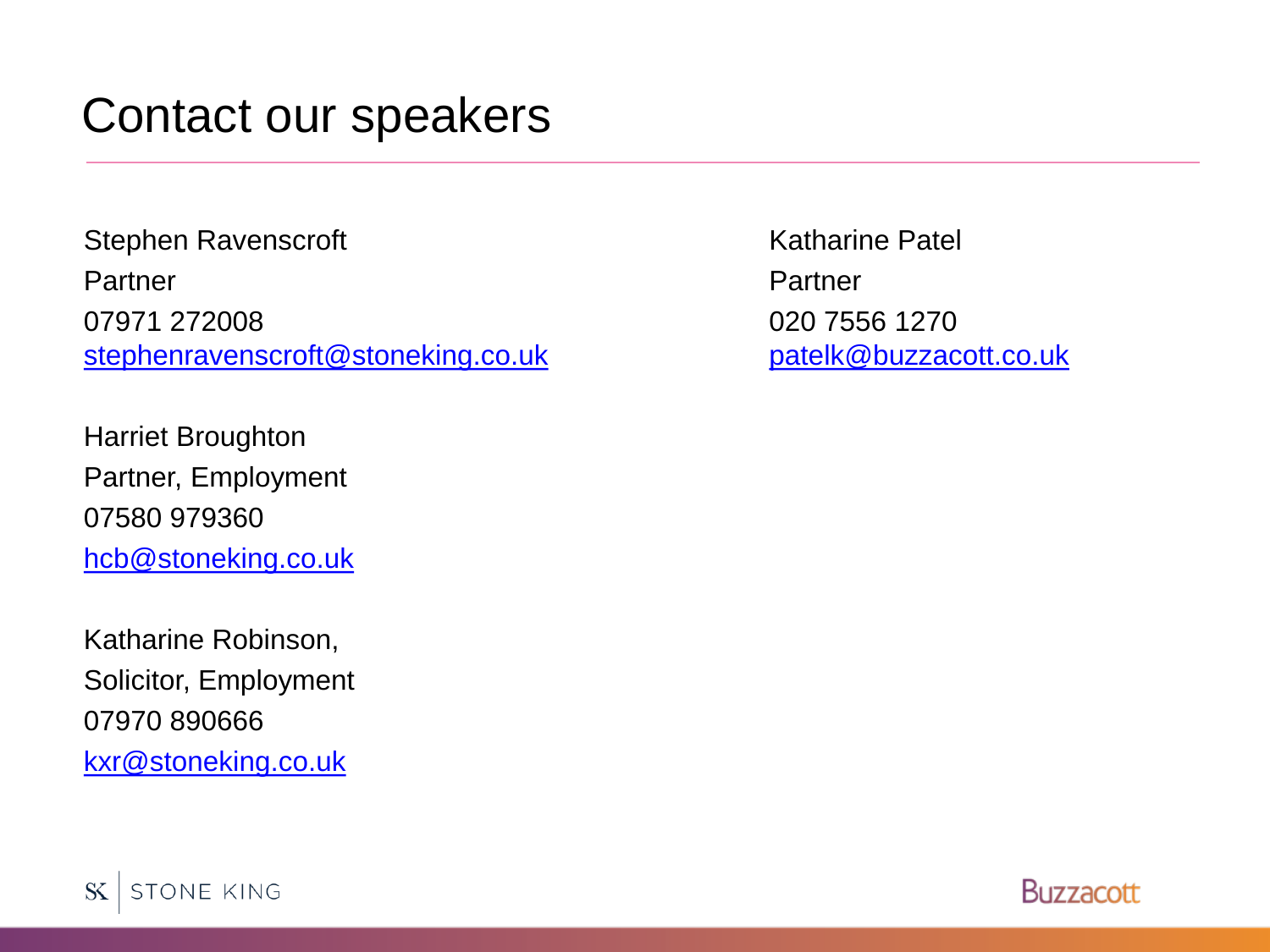# Contact our speakers

Stephen Ravenscroft
Partner
07971 272008
stephenravenscroft@stoneking.co.uk

Harriet Broughton
Partner, Employment
07580 979360
hcb@stoneking.co.uk

Katharine Robinson,
Solicitor, Employment
07970 890666
kxr@stoneking.co.uk

Katharine Patel
Partner
020 7556 1270
patelk@buzzacott.co.uk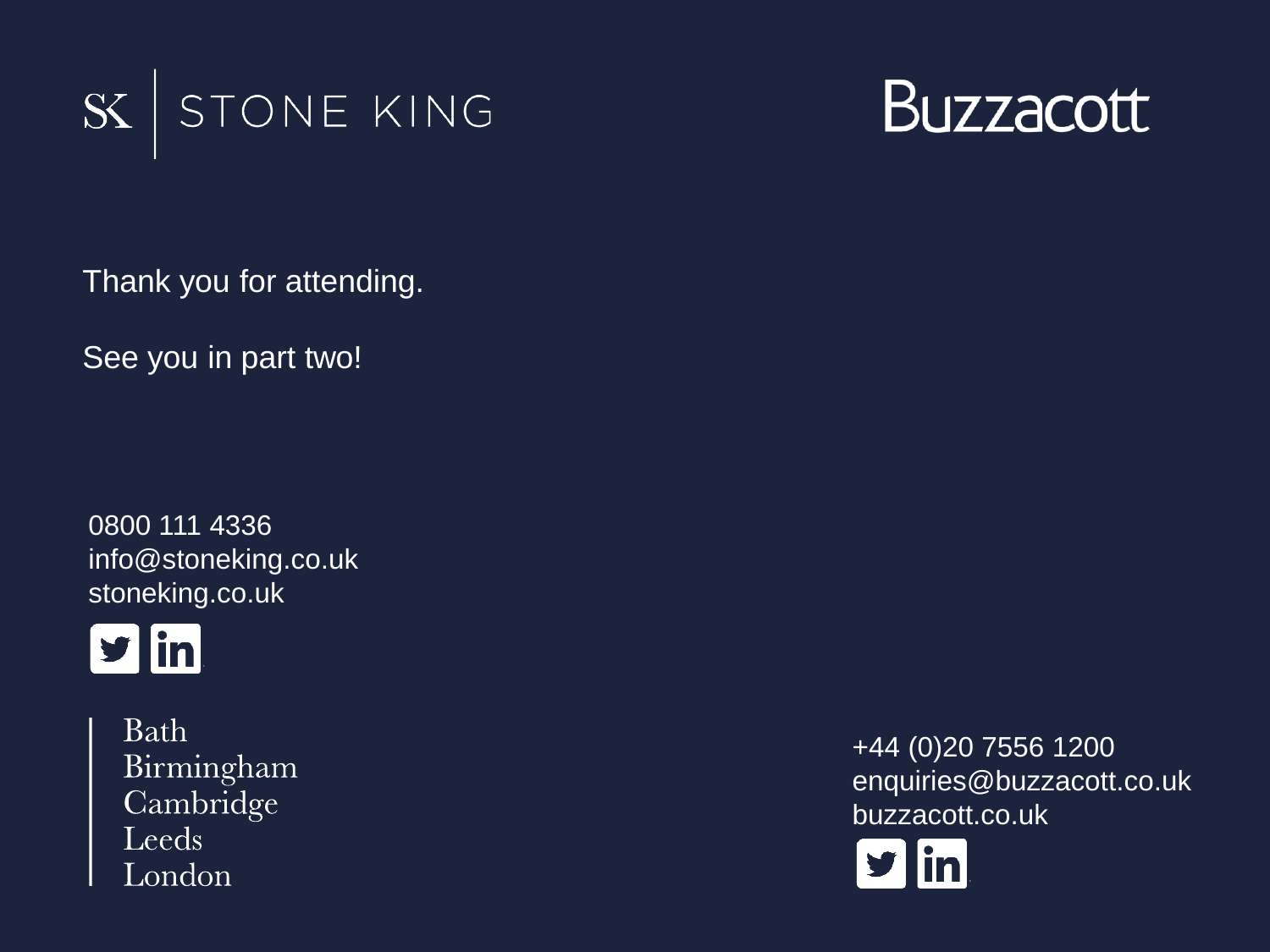SK | STONE KING

Buzzacott

Thank you for attending.

See you in part two!

0800 111 4336
info@stoneking.co.uk
stoneking.co.uk

Bath
Birmingham
Cambridge
Leeds
London

+44 (0)20 7556 1200
enquiries@buzzacott.co.uk
buzzacott.co.uk